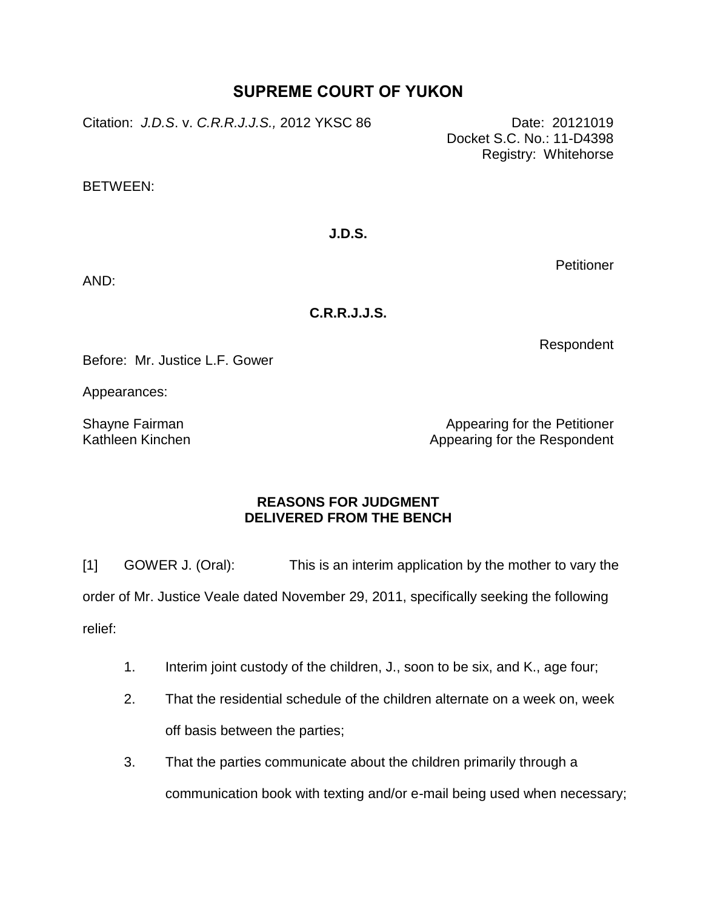# SUPREME COURT OF YUKON

Citation: *J.D.S.* v. *C.R.R.J.J.S.,* 2012 YKSC 86

Date: 20121019
Docket S.C. No.: 11-D4398
Registry: Whitehorse

BETWEEN:

**J.D.S.**

Petitioner

AND:

**C.R.R.J.J.S.**

Respondent

Before: Mr. Justice L.F. Gower

Appearances:

Shayne Fairman — Appearing for the Petitioner
Kathleen Kinchen — Appearing for the Respondent

**REASONS FOR JUDGMENT**
**DELIVERED FROM THE BENCH**

[1] GOWER J. (Oral): This is an interim application by the mother to vary the order of Mr. Justice Veale dated November 29, 2011, specifically seeking the following relief:

1. Interim joint custody of the children, J., soon to be six, and K., age four;
2. That the residential schedule of the children alternate on a week on, week off basis between the parties;
3. That the parties communicate about the children primarily through a communication book with texting and/or e-mail being used when necessary;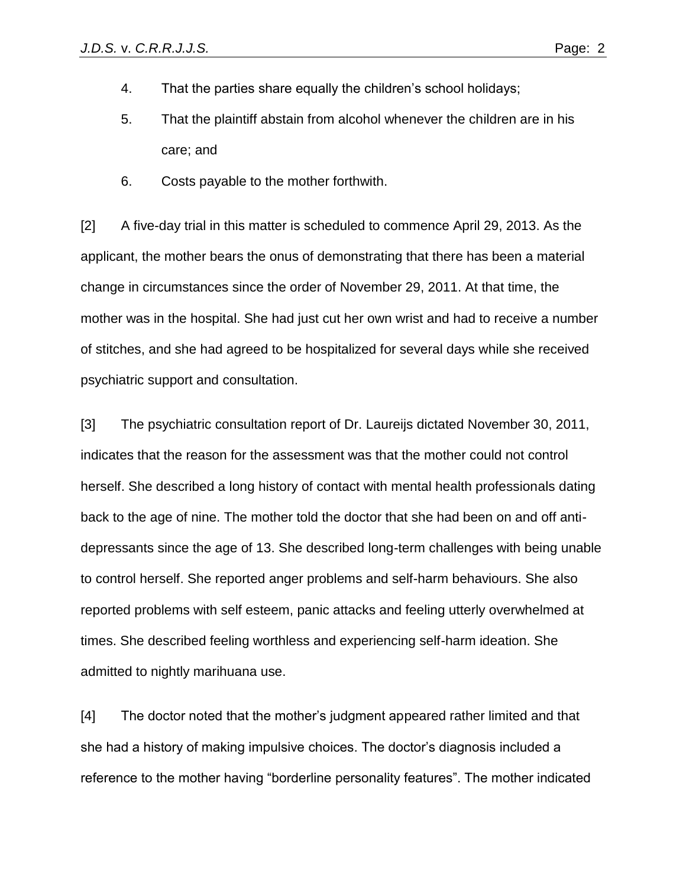4. That the parties share equally the children's school holidays;

5. That the plaintiff abstain from alcohol whenever the children are in his care; and

6. Costs payable to the mother forthwith.

[2] A five-day trial in this matter is scheduled to commence April 29, 2013. As the applicant, the mother bears the onus of demonstrating that there has been a material change in circumstances since the order of November 29, 2011. At that time, the mother was in the hospital. She had just cut her own wrist and had to receive a number of stitches, and she had agreed to be hospitalized for several days while she received psychiatric support and consultation.

[3] The psychiatric consultation report of Dr. Laureijs dictated November 30, 2011, indicates that the reason for the assessment was that the mother could not control herself. She described a long history of contact with mental health professionals dating back to the age of nine. The mother told the doctor that she had been on and off anti-depressants since the age of 13. She described long-term challenges with being unable to control herself. She reported anger problems and self-harm behaviours. She also reported problems with self esteem, panic attacks and feeling utterly overwhelmed at times. She described feeling worthless and experiencing self-harm ideation. She admitted to nightly marihuana use.

[4] The doctor noted that the mother's judgment appeared rather limited and that she had a history of making impulsive choices. The doctor's diagnosis included a reference to the mother having "borderline personality features". The mother indicated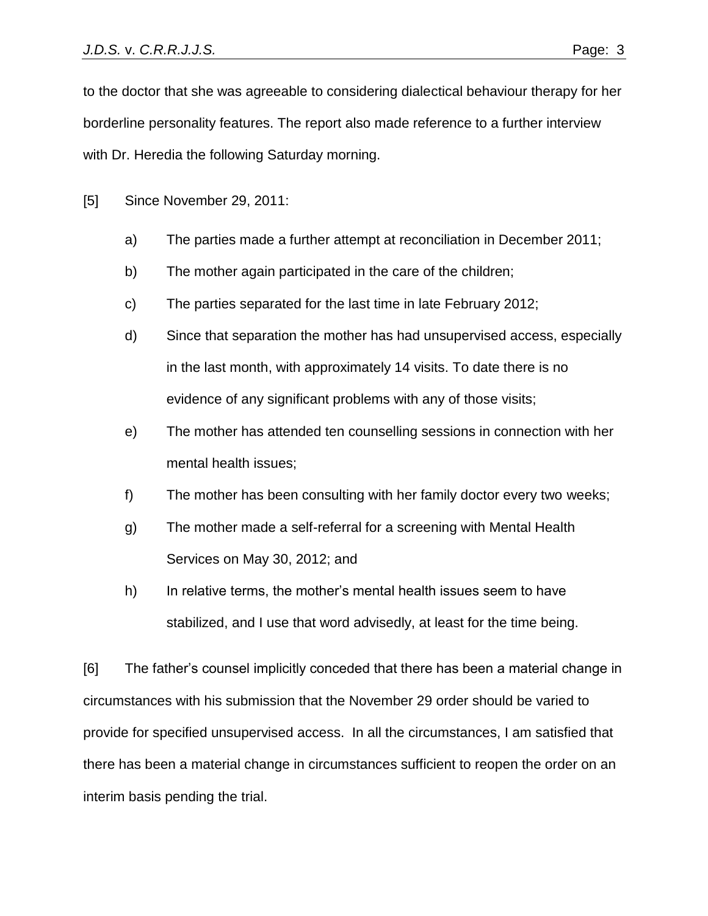to the doctor that she was agreeable to considering dialectical behaviour therapy for her borderline personality features. The report also made reference to a further interview with Dr. Heredia the following Saturday morning.

[5] Since November 29, 2011:

a) The parties made a further attempt at reconciliation in December 2011;

b) The mother again participated in the care of the children;

c) The parties separated for the last time in late February 2012;

d) Since that separation the mother has had unsupervised access, especially in the last month, with approximately 14 visits. To date there is no evidence of any significant problems with any of those visits;

e) The mother has attended ten counselling sessions in connection with her mental health issues;

f) The mother has been consulting with her family doctor every two weeks;

g) The mother made a self-referral for a screening with Mental Health Services on May 30, 2012; and

h) In relative terms, the mother's mental health issues seem to have stabilized, and I use that word advisedly, at least for the time being.

[6] The father's counsel implicitly conceded that there has been a material change in circumstances with his submission that the November 29 order should be varied to provide for specified unsupervised access. In all the circumstances, I am satisfied that there has been a material change in circumstances sufficient to reopen the order on an interim basis pending the trial.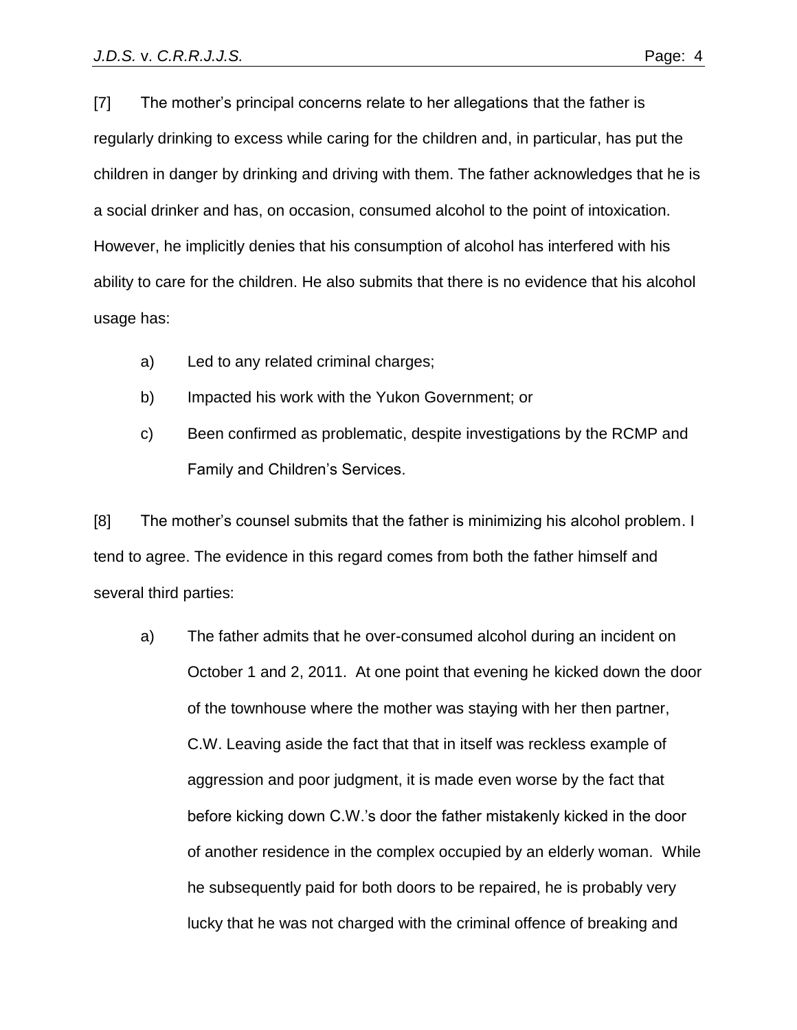[7] The mother's principal concerns relate to her allegations that the father is regularly drinking to excess while caring for the children and, in particular, has put the children in danger by drinking and driving with them. The father acknowledges that he is a social drinker and has, on occasion, consumed alcohol to the point of intoxication. However, he implicitly denies that his consumption of alcohol has interfered with his ability to care for the children. He also submits that there is no evidence that his alcohol usage has:

a) Led to any related criminal charges;

b) Impacted his work with the Yukon Government; or

c) Been confirmed as problematic, despite investigations by the RCMP and Family and Children's Services.

[8] The mother's counsel submits that the father is minimizing his alcohol problem. I tend to agree. The evidence in this regard comes from both the father himself and several third parties:

a) The father admits that he over-consumed alcohol during an incident on October 1 and 2, 2011. At one point that evening he kicked down the door of the townhouse where the mother was staying with her then partner, C.W. Leaving aside the fact that that in itself was reckless example of aggression and poor judgment, it is made even worse by the fact that before kicking down C.W.'s door the father mistakenly kicked in the door of another residence in the complex occupied by an elderly woman. While he subsequently paid for both doors to be repaired, he is probably very lucky that he was not charged with the criminal offence of breaking and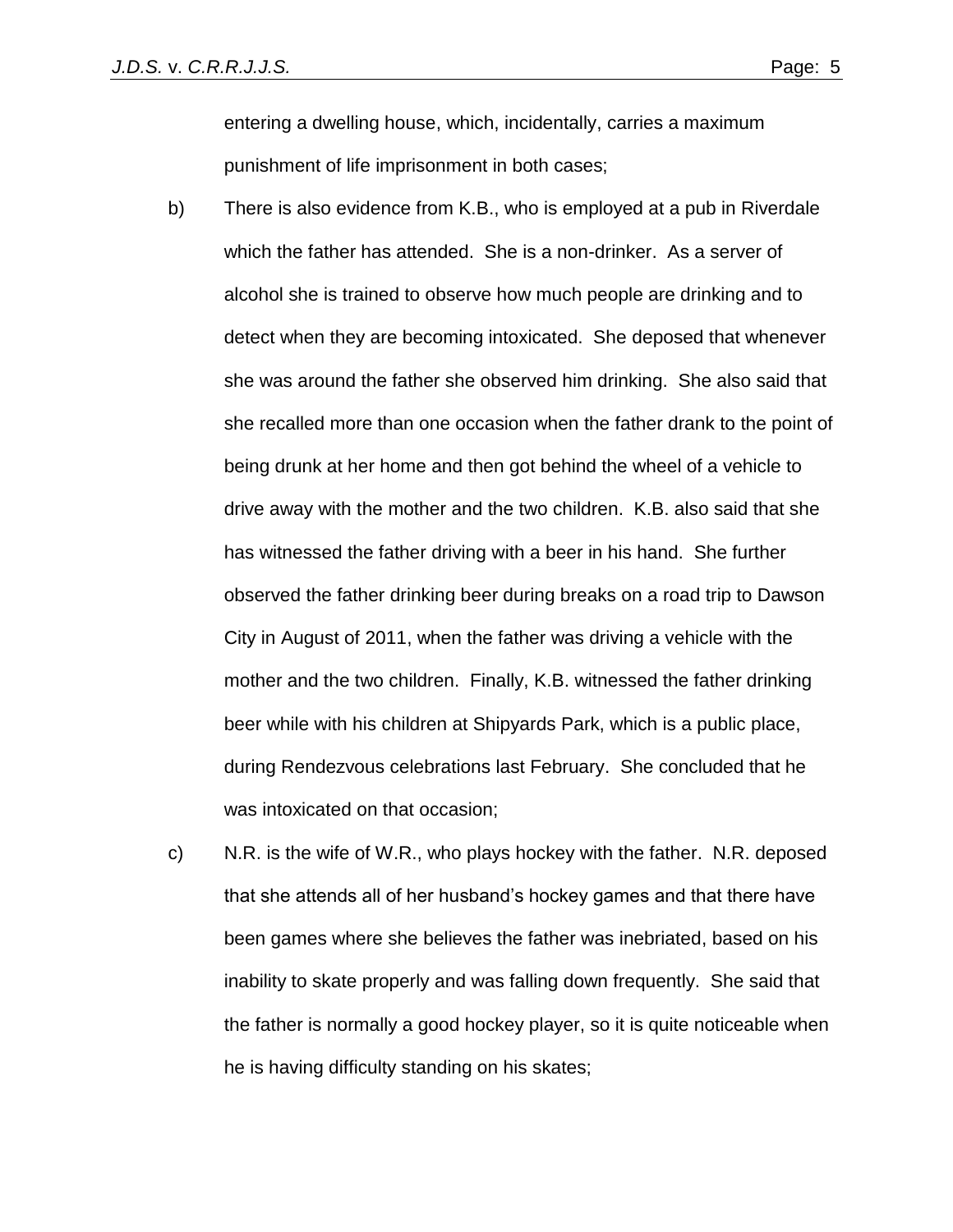entering a dwelling house, which, incidentally, carries a maximum punishment of life imprisonment in both cases;

b) There is also evidence from K.B., who is employed at a pub in Riverdale which the father has attended. She is a non-drinker. As a server of alcohol she is trained to observe how much people are drinking and to detect when they are becoming intoxicated. She deposed that whenever she was around the father she observed him drinking. She also said that she recalled more than one occasion when the father drank to the point of being drunk at her home and then got behind the wheel of a vehicle to drive away with the mother and the two children. K.B. also said that she has witnessed the father driving with a beer in his hand. She further observed the father drinking beer during breaks on a road trip to Dawson City in August of 2011, when the father was driving a vehicle with the mother and the two children. Finally, K.B. witnessed the father drinking beer while with his children at Shipyards Park, which is a public place, during Rendezvous celebrations last February. She concluded that he was intoxicated on that occasion;

c) N.R. is the wife of W.R., who plays hockey with the father. N.R. deposed that she attends all of her husband's hockey games and that there have been games where she believes the father was inebriated, based on his inability to skate properly and was falling down frequently. She said that the father is normally a good hockey player, so it is quite noticeable when he is having difficulty standing on his skates;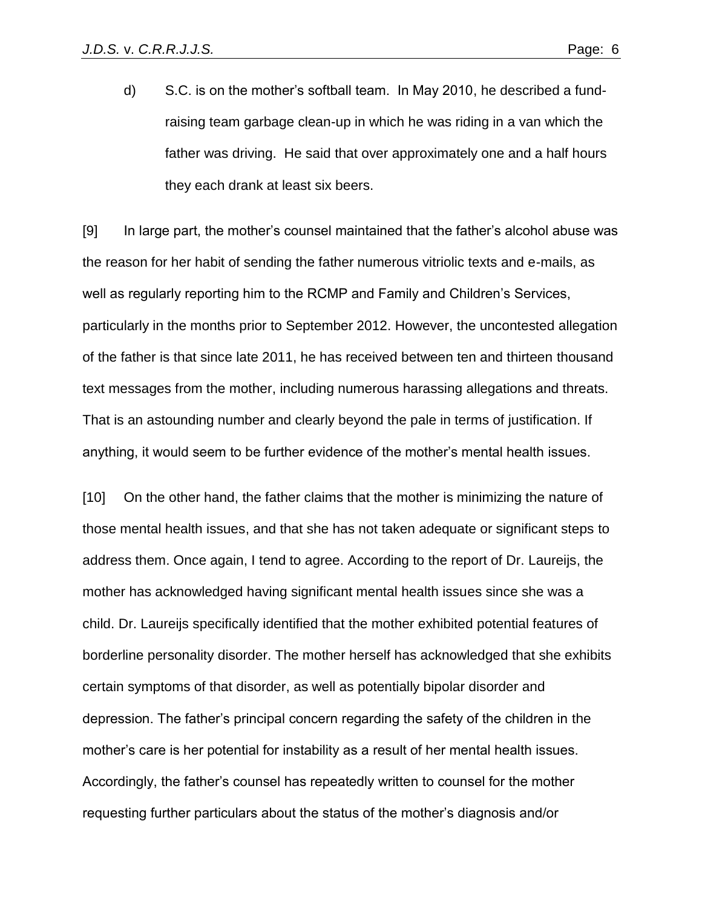d) S.C. is on the mother's softball team. In May 2010, he described a fund-raising team garbage clean-up in which he was riding in a van which the father was driving. He said that over approximately one and a half hours they each drank at least six beers.

[9] In large part, the mother's counsel maintained that the father's alcohol abuse was the reason for her habit of sending the father numerous vitriolic texts and e-mails, as well as regularly reporting him to the RCMP and Family and Children's Services, particularly in the months prior to September 2012. However, the uncontested allegation of the father is that since late 2011, he has received between ten and thirteen thousand text messages from the mother, including numerous harassing allegations and threats. That is an astounding number and clearly beyond the pale in terms of justification. If anything, it would seem to be further evidence of the mother's mental health issues.

[10] On the other hand, the father claims that the mother is minimizing the nature of those mental health issues, and that she has not taken adequate or significant steps to address them. Once again, I tend to agree. According to the report of Dr. Laureijs, the mother has acknowledged having significant mental health issues since she was a child. Dr. Laureijs specifically identified that the mother exhibited potential features of borderline personality disorder. The mother herself has acknowledged that she exhibits certain symptoms of that disorder, as well as potentially bipolar disorder and depression. The father's principal concern regarding the safety of the children in the mother's care is her potential for instability as a result of her mental health issues. Accordingly, the father's counsel has repeatedly written to counsel for the mother requesting further particulars about the status of the mother's diagnosis and/or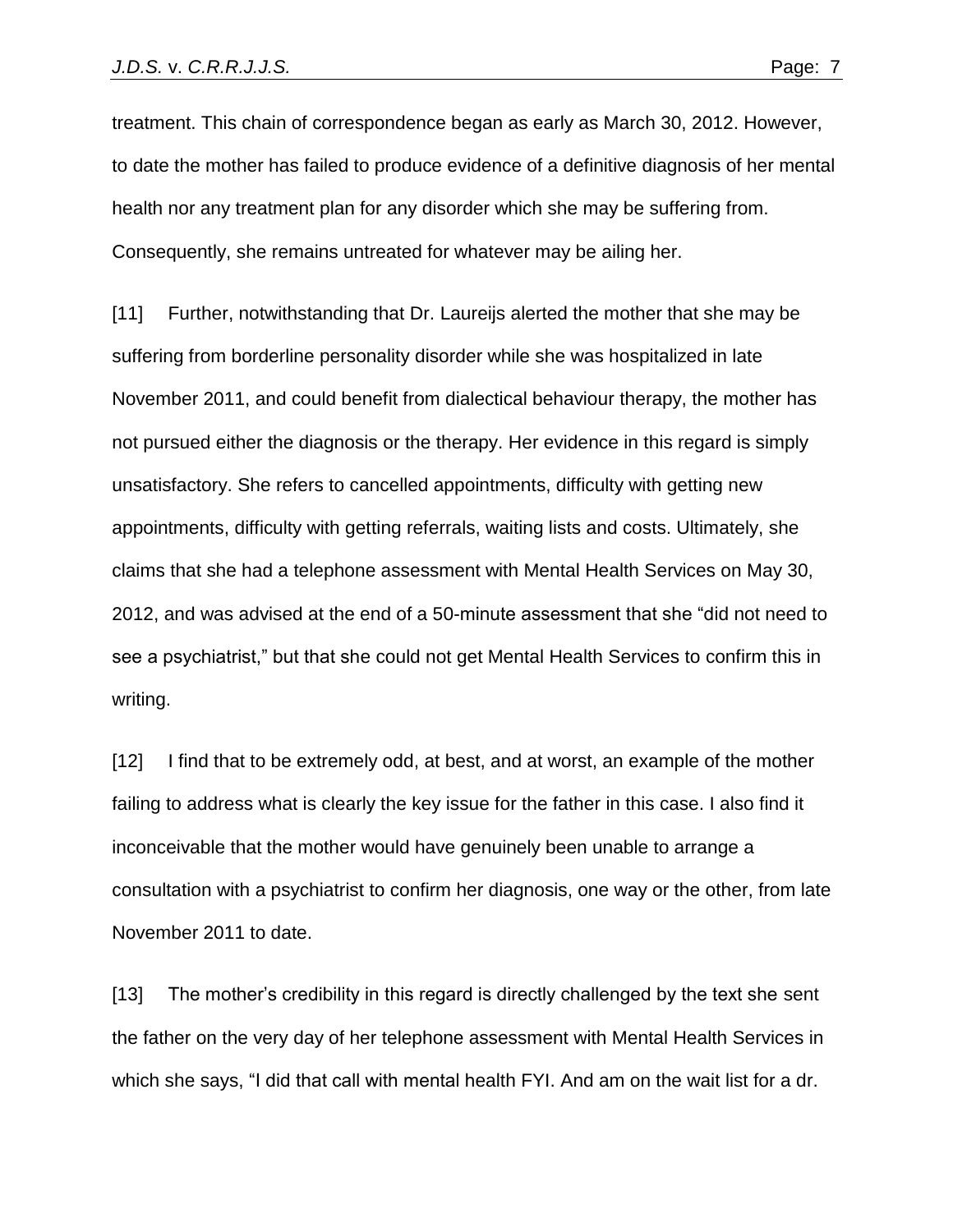treatment. This chain of correspondence began as early as March 30, 2012. However, to date the mother has failed to produce evidence of a definitive diagnosis of her mental health nor any treatment plan for any disorder which she may be suffering from. Consequently, she remains untreated for whatever may be ailing her.

[11] Further, notwithstanding that Dr. Laureijs alerted the mother that she may be suffering from borderline personality disorder while she was hospitalized in late November 2011, and could benefit from dialectical behaviour therapy, the mother has not pursued either the diagnosis or the therapy. Her evidence in this regard is simply unsatisfactory. She refers to cancelled appointments, difficulty with getting new appointments, difficulty with getting referrals, waiting lists and costs. Ultimately, she claims that she had a telephone assessment with Mental Health Services on May 30, 2012, and was advised at the end of a 50-minute assessment that she "did not need to see a psychiatrist," but that she could not get Mental Health Services to confirm this in writing.

[12] I find that to be extremely odd, at best, and at worst, an example of the mother failing to address what is clearly the key issue for the father in this case. I also find it inconceivable that the mother would have genuinely been unable to arrange a consultation with a psychiatrist to confirm her diagnosis, one way or the other, from late November 2011 to date.

[13] The mother's credibility in this regard is directly challenged by the text she sent the father on the very day of her telephone assessment with Mental Health Services in which she says, "I did that call with mental health FYI. And am on the wait list for a dr.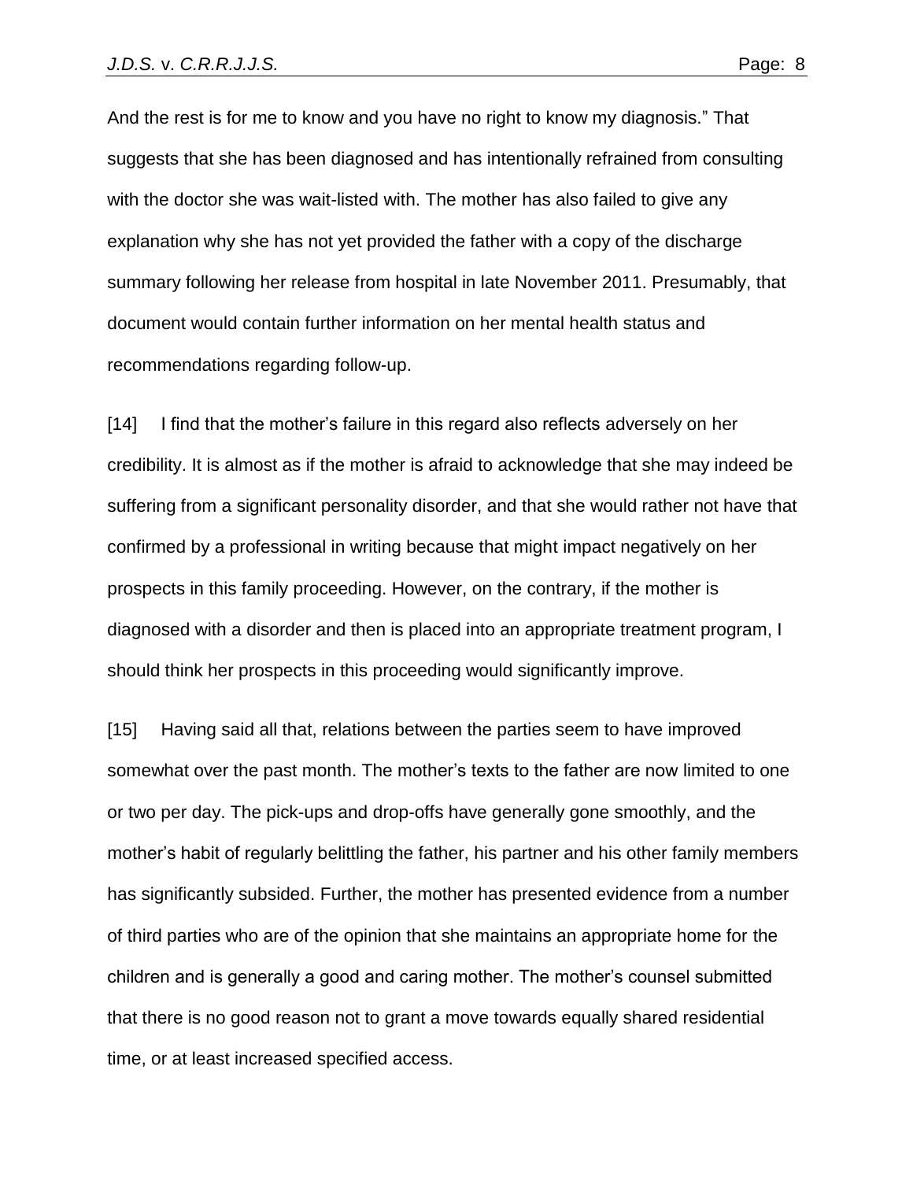And the rest is for me to know and you have no right to know my diagnosis." That suggests that she has been diagnosed and has intentionally refrained from consulting with the doctor she was wait-listed with. The mother has also failed to give any explanation why she has not yet provided the father with a copy of the discharge summary following her release from hospital in late November 2011. Presumably, that document would contain further information on her mental health status and recommendations regarding follow-up.

[14] I find that the mother's failure in this regard also reflects adversely on her credibility. It is almost as if the mother is afraid to acknowledge that she may indeed be suffering from a significant personality disorder, and that she would rather not have that confirmed by a professional in writing because that might impact negatively on her prospects in this family proceeding. However, on the contrary, if the mother is diagnosed with a disorder and then is placed into an appropriate treatment program, I should think her prospects in this proceeding would significantly improve.

[15] Having said all that, relations between the parties seem to have improved somewhat over the past month. The mother's texts to the father are now limited to one or two per day. The pick-ups and drop-offs have generally gone smoothly, and the mother's habit of regularly belittling the father, his partner and his other family members has significantly subsided. Further, the mother has presented evidence from a number of third parties who are of the opinion that she maintains an appropriate home for the children and is generally a good and caring mother. The mother's counsel submitted that there is no good reason not to grant a move towards equally shared residential time, or at least increased specified access.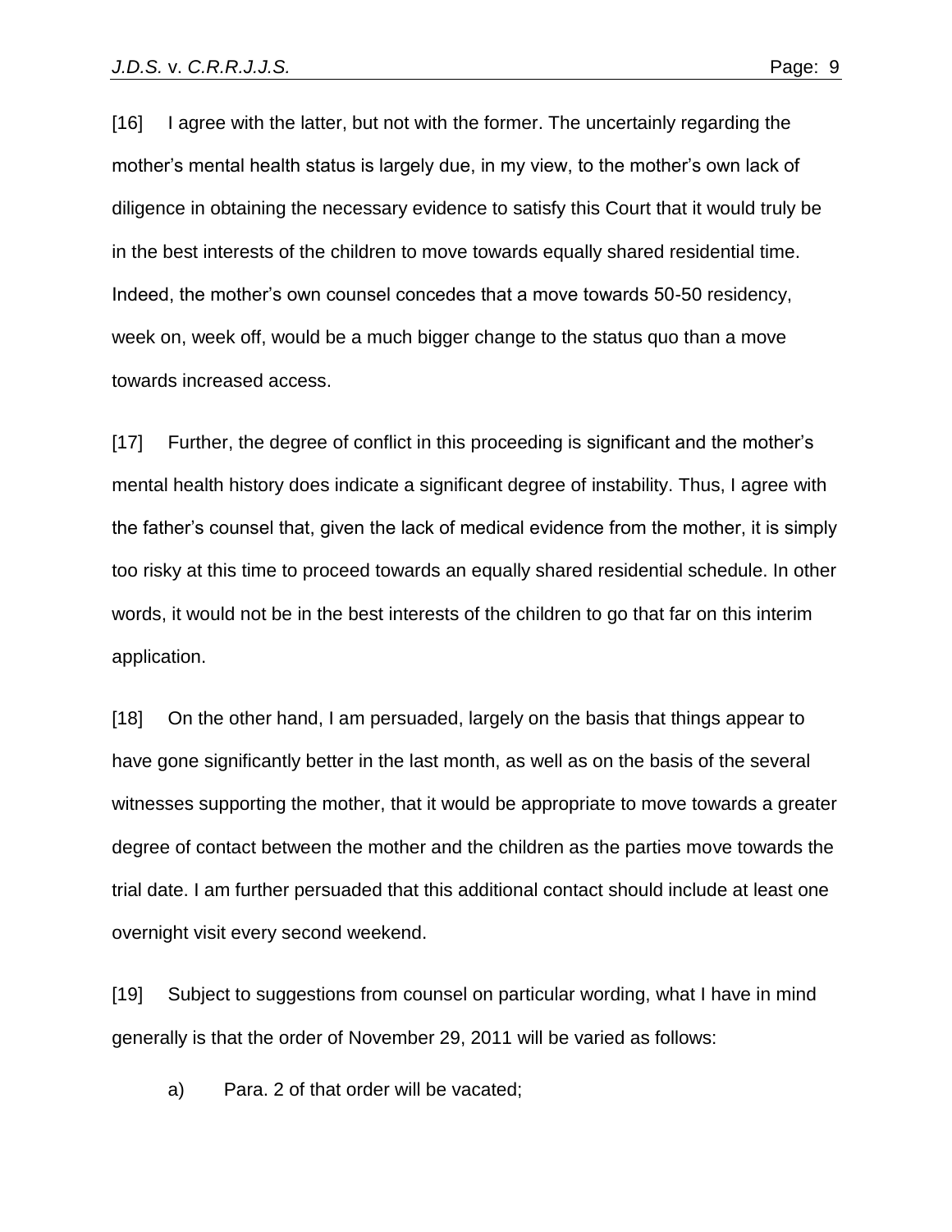[16] I agree with the latter, but not with the former. The uncertainly regarding the mother's mental health status is largely due, in my view, to the mother's own lack of diligence in obtaining the necessary evidence to satisfy this Court that it would truly be in the best interests of the children to move towards equally shared residential time. Indeed, the mother's own counsel concedes that a move towards 50-50 residency, week on, week off, would be a much bigger change to the status quo than a move towards increased access.

[17] Further, the degree of conflict in this proceeding is significant and the mother's mental health history does indicate a significant degree of instability. Thus, I agree with the father's counsel that, given the lack of medical evidence from the mother, it is simply too risky at this time to proceed towards an equally shared residential schedule. In other words, it would not be in the best interests of the children to go that far on this interim application.

[18] On the other hand, I am persuaded, largely on the basis that things appear to have gone significantly better in the last month, as well as on the basis of the several witnesses supporting the mother, that it would be appropriate to move towards a greater degree of contact between the mother and the children as the parties move towards the trial date. I am further persuaded that this additional contact should include at least one overnight visit every second weekend.

[19] Subject to suggestions from counsel on particular wording, what I have in mind generally is that the order of November 29, 2011 will be varied as follows:

a) Para. 2 of that order will be vacated;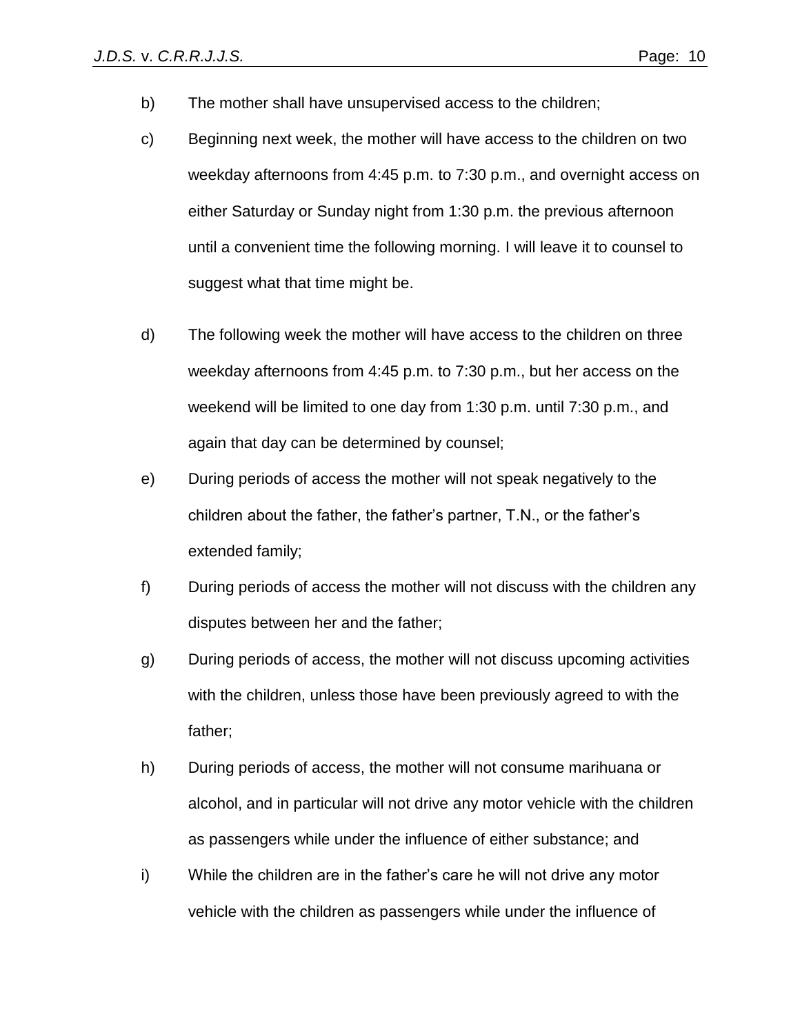b) The mother shall have unsupervised access to the children;

c) Beginning next week, the mother will have access to the children on two weekday afternoons from 4:45 p.m. to 7:30 p.m., and overnight access on either Saturday or Sunday night from 1:30 p.m. the previous afternoon until a convenient time the following morning. I will leave it to counsel to suggest what that time might be.

d) The following week the mother will have access to the children on three weekday afternoons from 4:45 p.m. to 7:30 p.m., but her access on the weekend will be limited to one day from 1:30 p.m. until 7:30 p.m., and again that day can be determined by counsel;

e) During periods of access the mother will not speak negatively to the children about the father, the father's partner, T.N., or the father's extended family;

f) During periods of access the mother will not discuss with the children any disputes between her and the father;

g) During periods of access, the mother will not discuss upcoming activities with the children, unless those have been previously agreed to with the father;

h) During periods of access, the mother will not consume marihuana or alcohol, and in particular will not drive any motor vehicle with the children as passengers while under the influence of either substance; and

i) While the children are in the father's care he will not drive any motor vehicle with the children as passengers while under the influence of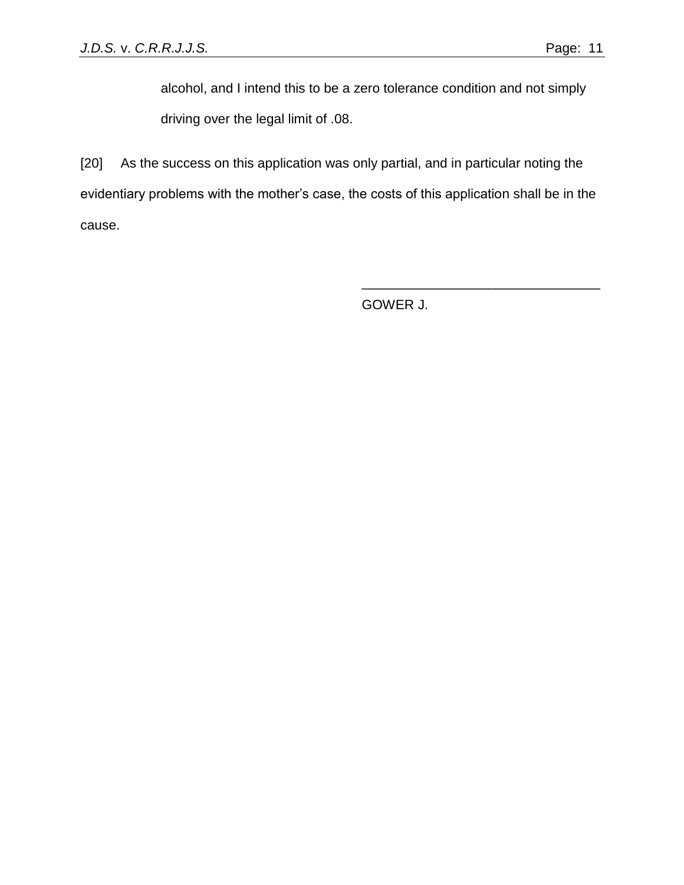alcohol, and I intend this to be a zero tolerance condition and not simply driving over the legal limit of .08.

[20] As the success on this application was only partial, and in particular noting the evidentiary problems with the mother's case, the costs of this application shall be in the cause.

\_\_\_\_\_\_\_\_\_\_\_\_\_\_\_\_\_\_\_\_\_\_\_\_\_\_\_\_\_\_\_\_

GOWER J.